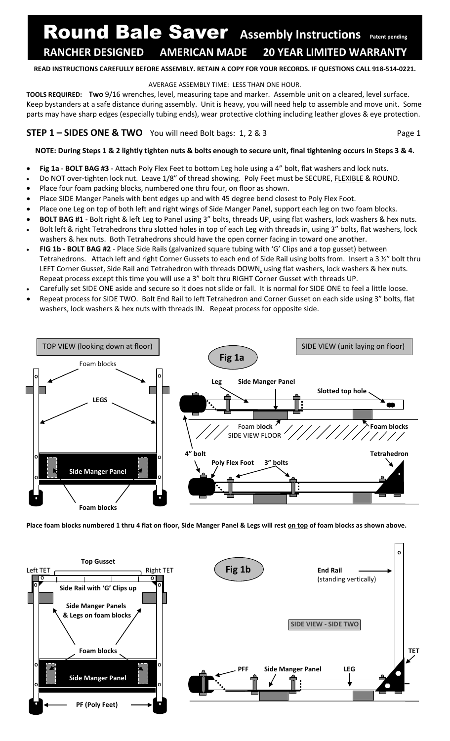# Round Bale Saver Assembly Instructions Patent pending

**RANCHER DESIGNED AMERICAN MADE 20 YEAR LIMITED WARRANTY**

**READ INSTRUCTIONS CAREFULLY BEFORE ASSEMBLY. RETAIN A COPY FOR YOUR RECORDS. IF QUESTIONS CALL 918-514-0221.**

AVERAGE ASSEMBLY TIME: LESS THAN ONE HOUR.

**TOOLS REQUIRED:** **Two** 9/16 wrenches, level, measuring tape and marker. Assemble unit on a cleared, level surface. Keep bystanders at a safe distance during assembly. Unit is heavy, you will need help to assemble and move unit. Some parts may have sharp edges (especially tubing ends), wear protective clothing including leather gloves & eye protection.

## STEP 1 – SIDES ONE & TWO

You will need Bolt bags: 1, 2 & 3

**NOTE: During Steps 1 & 2 lightly tighten nuts & bolts enough to secure unit, final tightening occurs in Steps 3 & 4.**

- **Fig 1a** - **BOLT BAG #3** - Attach Poly Flex Feet to bottom Leg hole using a 4" bolt, flat washers and lock nuts.
- Do NOT over-tighten lock nut. Leave 1/8" of thread showing. Poly Feet must be SECURE, FLEXIBLE & ROUND.
- Place four foam packing blocks, numbered one thru four, on floor as shown.
- Place SIDE Manger Panels with bent edges up and with 45 degree bend closest to Poly Flex Foot.
- Place one Leg on top of both left and right wings of Side Manger Panel, support each leg on two foam blocks.
- **BOLT BAG #1** - Bolt right & left Leg to Panel using 3" bolts, threads UP, using flat washers, lock washers & hex nuts.
- Bolt left & right Tetrahedrons thru slotted holes in top of each Leg with threads in, using 3" bolts, flat washers, lock washers & hex nuts. Both Tetrahedrons should have the open corner facing in toward one another.
- **FIG 1b - BOLT BAG #2** - Place Side Rails (galvanized square tubing with 'G' Clips and a top gusset) between Tetrahedrons. Attach left and right Corner Gussets to each end of Side Rail using bolts from. Insert a 3 ½" bolt thru LEFT Corner Gusset, Side Rail and Tetrahedron with threads DOWN, using flat washers, lock washers & hex nuts. Repeat process except this time you will use a 3" bolt thru RIGHT Corner Gusset with threads UP.
- Carefully set SIDE ONE aside and secure so it does not slide or fall. It is normal for SIDE ONE to feel a little loose.
- Repeat process for SIDE TWO. Bolt End Rail to left Tetrahedron and Corner Gusset on each side using 3" bolts, flat washers, lock washers & hex nuts with threads IN. Repeat process for opposite side.

**Fig 1a** — TOP VIEW (looking down at floor): Foam blocks, LEGS, Side Manger Panel, Foam blocks. SIDE VIEW (unit laying on floor): Leg, Side Manger Panel, Slotted top hole, Foam block, SIDE VIEW FLOOR, Foam blocks, 4" bolt, Poly Flex Foot, 3" bolts, Tetrahedron.

**Place foam blocks numbered 1 thru 4 flat on floor, Side Manger Panel & Legs will rest on top of foam blocks as shown above.**

**Fig 1b** — Top Gusset, Left TET, Right TET, Side Rail with 'G' Clips up, Side Manger Panels & Legs on foam blocks, Foam blocks, Side Manger Panel, PF (Poly Feet). End Rail (standing vertically), SIDE VIEW - SIDE TWO, TET, PFF, Side Manger Panel, LEG.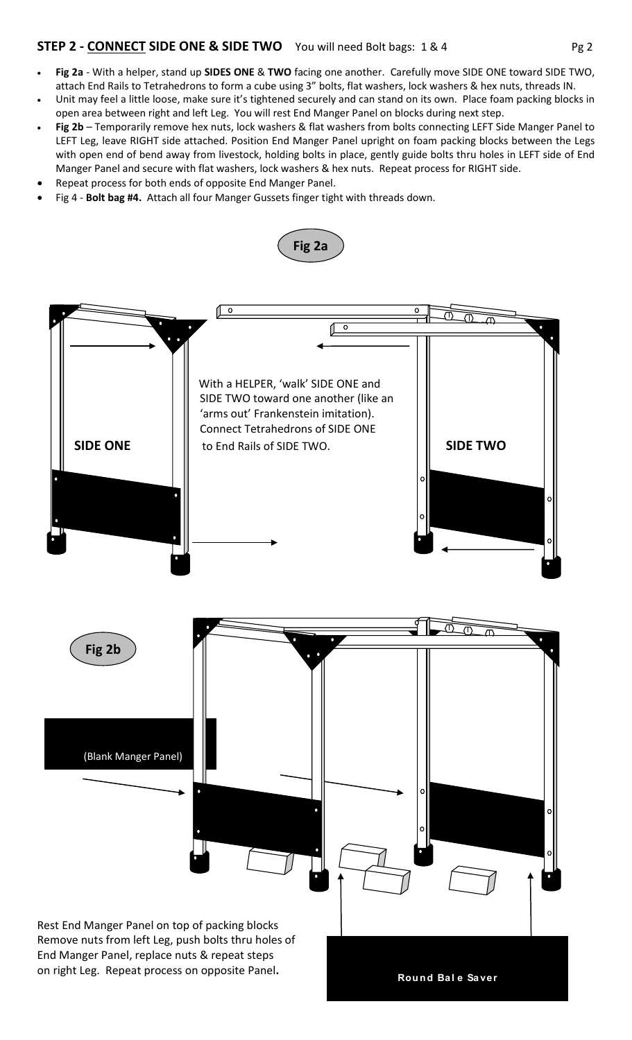## STEP 2 - <u>CONNECT</u> SIDE ONE & SIDE TWO You will need Bolt bags: 1 & 4

- **Fig 2a** - With a helper, stand up **SIDES ONE** & **TWO** facing one another. Carefully move SIDE ONE toward SIDE TWO, attach End Rails to Tetrahedrons to form a cube using 3" bolts, flat washers, lock washers & hex nuts, threads IN.
- Unit may feel a little loose, make sure it's tightened securely and can stand on its own. Place foam packing blocks in open area between right and left Leg. You will rest End Manger Panel on blocks during next step.
- **Fig 2b** – Temporarily remove hex nuts, lock washers & flat washers from bolts connecting LEFT Side Manger Panel to LEFT Leg, leave RIGHT side attached. Position End Manger Panel upright on foam packing blocks between the Legs with open end of bend away from livestock, holding bolts in place, gently guide bolts thru holes in LEFT side of End Manger Panel and secure with flat washers, lock washers & hex nuts. Repeat process for RIGHT side.
- Repeat process for both ends of opposite End Manger Panel.
- Fig 4 - **Bolt bag #4.** Attach all four Manger Gussets finger tight with threads down.

**Fig 2a**

SIDE ONE

With a HELPER, 'walk' SIDE ONE and SIDE TWO toward one another (like an 'arms out' Frankenstein imitation). Connect Tetrahedrons of SIDE ONE to End Rails of SIDE TWO.

SIDE TWO

**Fig 2b**

(Blank Manger Panel)

Rest End Manger Panel on top of packing blocks
Remove nuts from left Leg, push bolts thru holes of End Manger Panel, replace nuts & repeat steps on right Leg. Repeat process on opposite Panel**.**

**Round Bale Saver**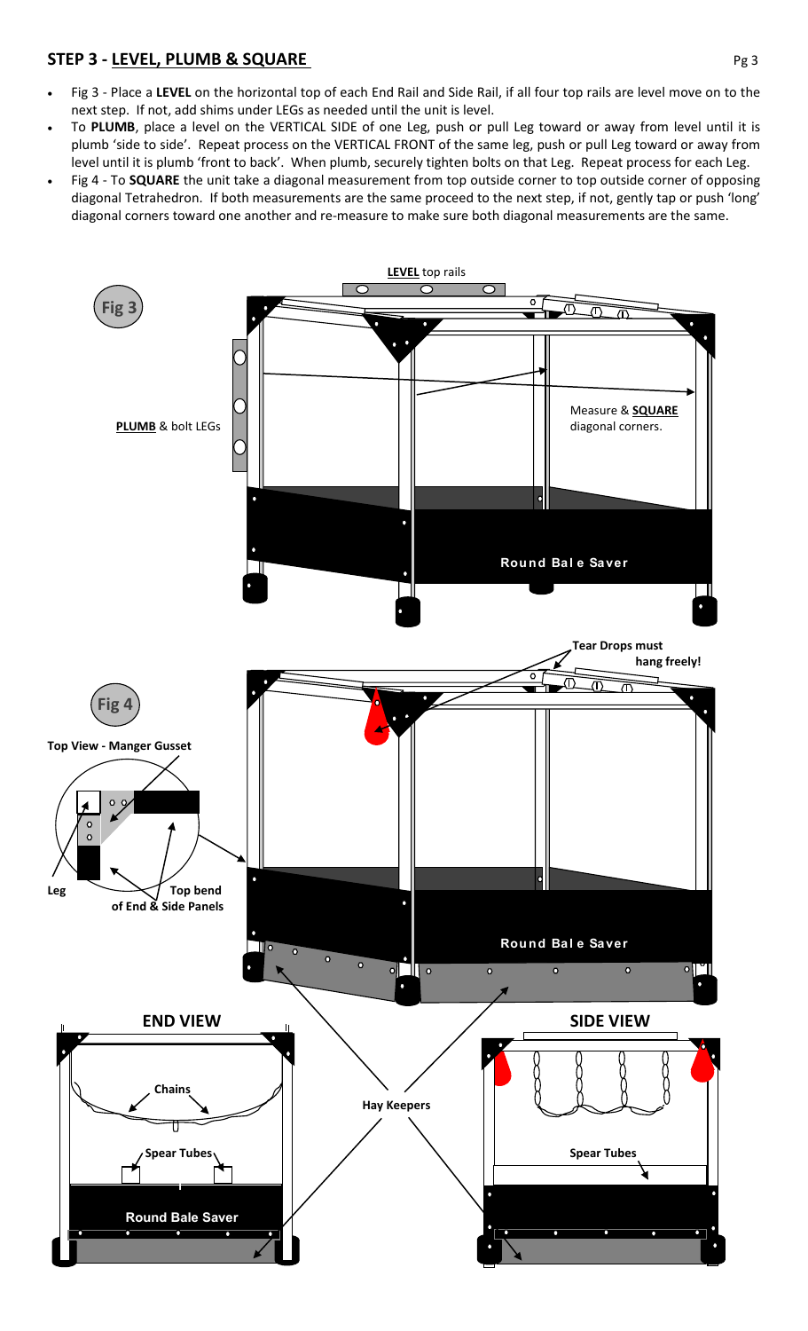## STEP 3 - LEVEL, PLUMB & SQUARE

- Fig 3 - Place a **LEVEL** on the horizontal top of each End Rail and Side Rail, if all four top rails are level move on to the next step. If not, add shims under LEGs as needed until the unit is level.
- To **PLUMB**, place a level on the VERTICAL SIDE of one Leg, push or pull Leg toward or away from level until it is plumb 'side to side'. Repeat process on the VERTICAL FRONT of the same leg, push or pull Leg toward or away from level until it is plumb 'front to back'. When plumb, securely tighten bolts on that Leg. Repeat process for each Leg.
- Fig 4 - To **SQUARE** the unit take a diagonal measurement from top outside corner to top outside corner of opposing diagonal Tetrahedron. If both measurements are the same proceed to the next step, if not, gently tap or push 'long' diagonal corners toward one another and re-measure to make sure both diagonal measurements are the same.

**Fig 3**

**LEVEL** top rails

**PLUMB** & bolt LEGs

Measure & **SQUARE** diagonal corners.

Round Bale Saver

**Fig 4**

**Tear Drops must hang freely!**

**Top View - Manger Gusset**

**Leg**

**Top bend of End & Side Panels**

Round Bale Saver

**END VIEW**

**Chains**

**Spear Tubes**

Round Bale Saver

**Hay Keepers**

**SIDE VIEW**

**Spear Tubes**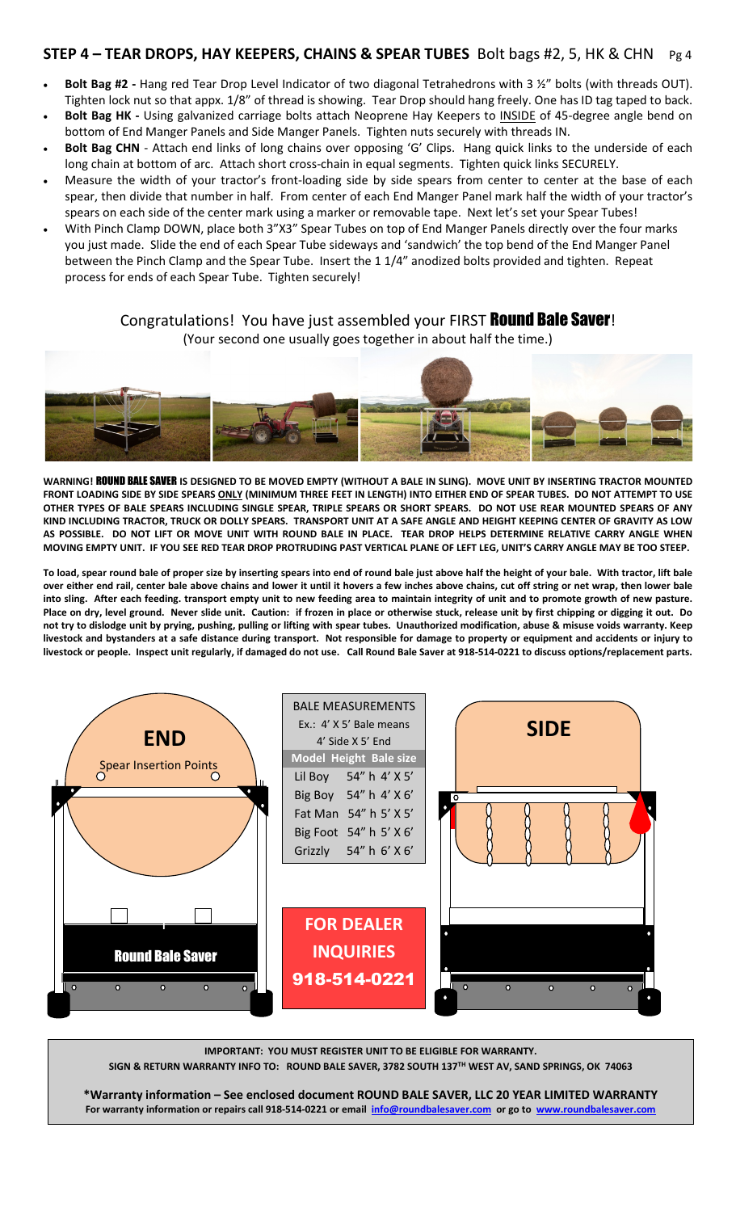## STEP 4 – TEAR DROPS, HAY KEEPERS, CHAINS & SPEAR TUBES Bolt bags #2, 5, HK & CHN

- **Bolt Bag #2 -** Hang red Tear Drop Level Indicator of two diagonal Tetrahedrons with 3 ½" bolts (with threads OUT). Tighten lock nut so that appx. 1/8" of thread is showing. Tear Drop should hang freely. One has ID tag taped to back.
- **Bolt Bag HK -** Using galvanized carriage bolts attach Neoprene Hay Keepers to INSIDE of 45-degree angle bend on bottom of End Manger Panels and Side Manger Panels. Tighten nuts securely with threads IN.
- **Bolt Bag CHN** - Attach end links of long chains over opposing 'G' Clips. Hang quick links to the underside of each long chain at bottom of arc. Attach short cross-chain in equal segments. Tighten quick links SECURELY.
- Measure the width of your tractor's front-loading side by side spears from center to center at the base of each spear, then divide that number in half. From center of each End Manger Panel mark half the width of your tractor's spears on each side of the center mark using a marker or removable tape. Next let's set your Spear Tubes!
- With Pinch Clamp DOWN, place both 3"X3" Spear Tubes on top of End Manger Panels directly over the four marks you just made. Slide the end of each Spear Tube sideways and 'sandwich' the top bend of the End Manger Panel between the Pinch Clamp and the Spear Tube. Insert the 1 1/4" anodized bolts provided and tighten. Repeat process for ends of each Spear Tube. Tighten securely!

Congratulations! You have just assembled your FIRST **Round Bale Saver**!
(Your second one usually goes together in about half the time.)

**WARNING! ROUND BALE SAVER IS DESIGNED TO BE MOVED EMPTY (WITHOUT A BALE IN SLING). MOVE UNIT BY INSERTING TRACTOR MOUNTED FRONT LOADING SIDE BY SIDE SPEARS ONLY (MINIMUM THREE FEET IN LENGTH) INTO EITHER END OF SPEAR TUBES. DO NOT ATTEMPT TO USE OTHER TYPES OF BALE SPEARS INCLUDING SINGLE SPEAR, TRIPLE SPEARS OR SHORT SPEARS. DO NOT USE REAR MOUNTED SPEARS OF ANY KIND INCLUDING TRACTOR, TRUCK OR DOLLY SPEARS. TRANSPORT UNIT AT A SAFE ANGLE AND HEIGHT KEEPING CENTER OF GRAVITY AS LOW AS POSSIBLE. DO NOT LIFT OR MOVE UNIT WITH ROUND BALE IN PLACE. TEAR DROP HELPS DETERMINE RELATIVE CARRY ANGLE WHEN MOVING EMPTY UNIT. IF YOU SEE RED TEAR DROP PROTRUDING PAST VERTICAL PLANE OF LEFT LEG, UNIT'S CARRY ANGLE MAY BE TOO STEEP.**

**To load, spear round bale of proper size by inserting spears into end of round bale just above half the height of your bale. With tractor, lift bale over either end rail, center bale above chains and lower it until it hovers a few inches above chains, cut off string or net wrap, then lower bale into sling. After each feeding. transport empty unit to new feeding area to maintain integrity of unit and to promote growth of new pasture. Place on dry, level ground. Never slide unit. Caution: if frozen in place or otherwise stuck, release unit by first chipping or digging it out. Do not try to dislodge unit by prying, pushing, pulling or lifting with spear tubes. Unauthorized modification, abuse & misuse voids warranty. Keep livestock and bystanders at a safe distance during transport. Not responsible for damage to property or equipment and accidents or injury to livestock or people. Inspect unit regularly, if damaged do not use. Call Round Bale Saver at 918-514-0221 to discuss options/replacement parts.**

END
Spear Insertion Points
Round Bale Saver

SIDE

BALE MEASUREMENTS
Ex.: 4' X 5' Bale means 4' Side X 5' End

| Model | Height | Bale size |
|---|---|---|
| Lil Boy | 54" h | 4' X 5' |
| Big Boy | 54" h | 4' X 6' |
| Fat Man | 54" h | 5' X 5' |
| Big Foot | 54" h | 5' X 6' |
| Grizzly | 54" h | 6' X 6' |

**FOR DEALER INQUIRIES 918-514-0221**

**IMPORTANT: YOU MUST REGISTER UNIT TO BE ELIGIBLE FOR WARRANTY.**
**SIGN & RETURN WARRANTY INFO TO: ROUND BALE SAVER, 3782 SOUTH 137TH WEST AV, SAND SPRINGS, OK 74063**

**\*Warranty information – See enclosed document ROUND BALE SAVER, LLC 20 YEAR LIMITED WARRANTY**
**For warranty information or repairs call 918-514-0221 or email info@roundbalesaver.com or go to www.roundbalesaver.com**